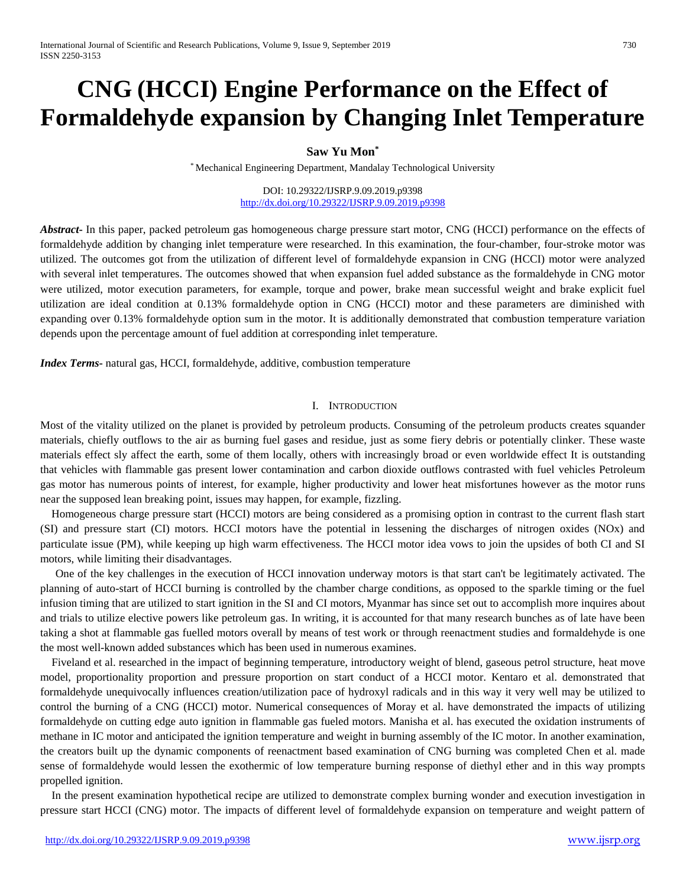# CNG (HCCI) Engine Performance on the Effect of Formaldehyde expansion by Changing Inlet Temperature

**Saw Yu Mon[*]**

[*] Mechanical Engineering Department, Mandalay Technological University

DOI: 10.29322/IJSRP.9.09.2019.p9398
http://dx.doi.org/10.29322/IJSRP.9.09.2019.p9398

***Abstract-*** In this paper, packed petroleum gas homogeneous charge pressure start motor, CNG (HCCI) performance on the effects of formaldehyde addition by changing inlet temperature were researched. In this examination, the four-chamber, four-stroke motor was utilized. The outcomes got from the utilization of different level of formaldehyde expansion in CNG (HCCI) motor were analyzed with several inlet temperatures. The outcomes showed that when expansion fuel added substance as the formaldehyde in CNG motor were utilized, motor execution parameters, for example, torque and power, brake mean successful weight and brake explicit fuel utilization are ideal condition at 0.13% formaldehyde option in CNG (HCCI) motor and these parameters are diminished with expanding over 0.13% formaldehyde option sum in the motor. It is additionally demonstrated that combustion temperature variation depends upon the percentage amount of fuel addition at corresponding inlet temperature.

***Index Terms-*** natural gas, HCCI, formaldehyde, additive, combustion temperature

## I. Introduction

Most of the vitality utilized on the planet is provided by petroleum products. Consuming of the petroleum products creates squander materials, chiefly outflows to the air as burning fuel gases and residue, just as some fiery debris or potentially clinker. These waste materials effect sly affect the earth, some of them locally, others with increasingly broad or even worldwide effect It is outstanding that vehicles with flammable gas present lower contamination and carbon dioxide outflows contrasted with fuel vehicles Petroleum gas motor has numerous points of interest, for example, higher productivity and lower heat misfortunes however as the motor runs near the supposed lean breaking point, issues may happen, for example, fizzling.

Homogeneous charge pressure start (HCCI) motors are being considered as a promising option in contrast to the current flash start (SI) and pressure start (CI) motors. HCCI motors have the potential in lessening the discharges of nitrogen oxides (NOx) and particulate issue (PM), while keeping up high warm effectiveness. The HCCI motor idea vows to join the upsides of both CI and SI motors, while limiting their disadvantages.

One of the key challenges in the execution of HCCI innovation underway motors is that start can't be legitimately activated. The planning of auto-start of HCCI burning is controlled by the chamber charge conditions, as opposed to the sparkle timing or the fuel infusion timing that are utilized to start ignition in the SI and CI motors, Myanmar has since set out to accomplish more inquires about and trials to utilize elective powers like petroleum gas. In writing, it is accounted for that many research bunches as of late have been taking a shot at flammable gas fuelled motors overall by means of test work or through reenactment studies and formaldehyde is one the most well-known added substances which has been used in numerous examines.

Fiveland et al. researched in the impact of beginning temperature, introductory weight of blend, gaseous petrol structure, heat move model, proportionality proportion and pressure proportion on start conduct of a HCCI motor. Kentaro et al. demonstrated that formaldehyde unequivocally influences creation/utilization pace of hydroxyl radicals and in this way it very well may be utilized to control the burning of a CNG (HCCI) motor. Numerical consequences of Moray et al. have demonstrated the impacts of utilizing formaldehyde on cutting edge auto ignition in flammable gas fueled motors. Manisha et al. has executed the oxidation instruments of methane in IC motor and anticipated the ignition temperature and weight in burning assembly of the IC motor. In another examination, the creators built up the dynamic components of reenactment based examination of CNG burning was completed Chen et al. made sense of formaldehyde would lessen the exothermic of low temperature burning response of diethyl ether and in this way prompts propelled ignition.

In the present examination hypothetical recipe are utilized to demonstrate complex burning wonder and execution investigation in pressure start HCCI (CNG) motor. The impacts of different level of formaldehyde expansion on temperature and weight pattern of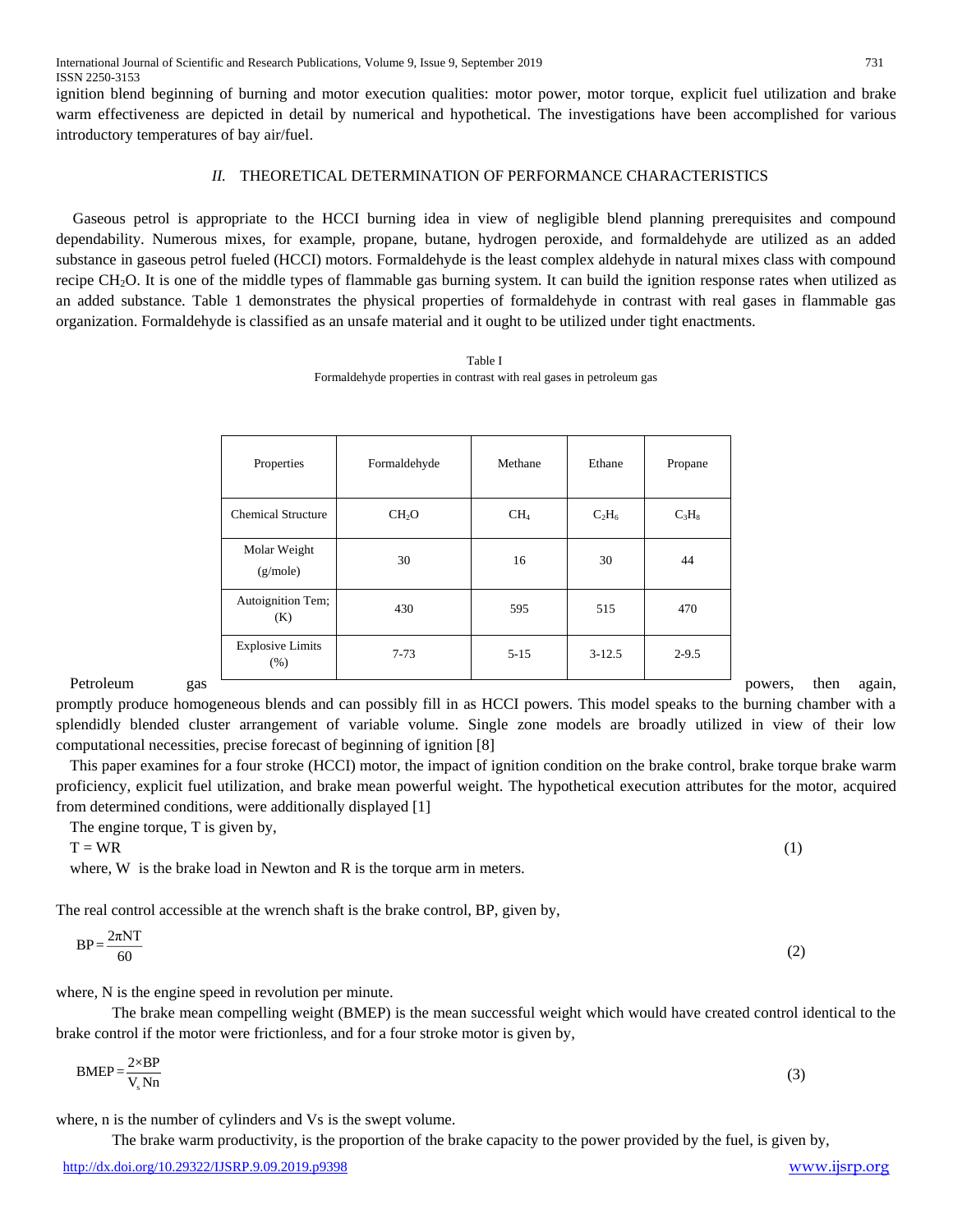ignition blend beginning of burning and motor execution qualities: motor power, motor torque, explicit fuel utilization and brake warm effectiveness are depicted in detail by numerical and hypothetical. The investigations have been accomplished for various introductory temperatures of bay air/fuel.

## *II.* THEORETICAL DETERMINATION OF PERFORMANCE CHARACTERISTICS

Gaseous petrol is appropriate to the HCCI burning idea in view of negligible blend planning prerequisites and compound dependability. Numerous mixes, for example, propane, butane, hydrogen peroxide, and formaldehyde are utilized as an added substance in gaseous petrol fueled (HCCI) motors. Formaldehyde is the least complex aldehyde in natural mixes class with compound recipe $CH_2O$. It is one of the middle types of flammable gas burning system. It can build the ignition response rates when utilized as an added substance. Table 1 demonstrates the physical properties of formaldehyde in contrast with real gases in flammable gas organization. Formaldehyde is classified as an unsafe material and it ought to be utilized under tight enactments.

Table I
Formaldehyde properties in contrast with real gases in petroleum gas

| Properties | Formaldehyde | Methane | Ethane | Propane |
|---|---|---|---|---|
| Chemical Structure | $CH_2O$ | $CH_4$ | $C_2H_6$ | $C_3H_8$ |
| Molar Weight (g/mole) | 30 | 16 | 30 | 44 |
| Autoignition Tem; (K) | 430 | 595 | 515 | 470 |
| Explosive Limits (%) | 7-73 | 5-15 | 3-12.5 | 2-9.5 |

Petroleum gas powers, then again, promptly produce homogeneous blends and can possibly fill in as HCCI powers. This model speaks to the burning chamber with a splendidly blended cluster arrangement of variable volume. Single zone models are broadly utilized in view of their low computational necessities, precise forecast of beginning of ignition [8]

This paper examines for a four stroke (HCCI) motor, the impact of ignition condition on the brake control, brake torque brake warm proficiency, explicit fuel utilization, and brake mean powerful weight. The hypothetical execution attributes for the motor, acquired from determined conditions, were additionally displayed [1]

The engine torque, T is given by,

$$T = WR \tag{1}$$

where, W is the brake load in Newton and R is the torque arm in meters.

The real control accessible at the wrench shaft is the brake control, BP, given by,

$$BP = \frac{2\pi NT}{60} \tag{2}$$

where, N is the engine speed in revolution per minute.

The brake mean compelling weight (BMEP) is the mean successful weight which would have created control identical to the brake control if the motor were frictionless, and for a four stroke motor is given by,

$$BMEP = \frac{2 \times BP}{V_s Nn} \tag{3}$$

where, n is the number of cylinders and Vs is the swept volume.

The brake warm productivity, is the proportion of the brake capacity to the power provided by the fuel, is given by,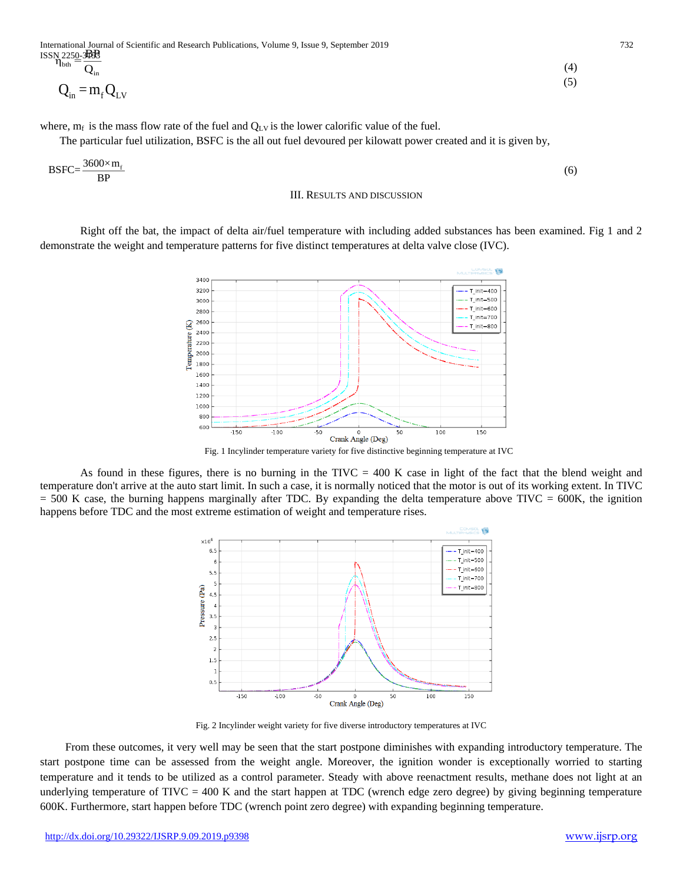$$\eta_{bth} = \frac{BP}{Q_{in}} \tag{4}$$

$$Q_{in} = m_f Q_{LV} \tag{5}$$

where, $m_f$ is the mass flow rate of the fuel and $Q_{LV}$ is the lower calorific value of the fuel.

The particular fuel utilization, BSFC is the all out fuel devoured per kilowatt power created and it is given by,

$$BSFC = \frac{3600 \times m_f}{BP} \tag{6}$$

## III. Results and Discussion

Right off the bat, the impact of delta air/fuel temperature with including added substances has been examined. Fig 1 and 2 demonstrate the weight and temperature patterns for five distinct temperatures at delta valve close (IVC).

Fig. 1 Incylinder temperature variety for five distinctive beginning temperature at IVC

As found in these figures, there is no burning in the TIVC = 400 K case in light of the fact that the blend weight and temperature don't arrive at the auto start limit. In such a case, it is normally noticed that the motor is out of its working extent. In TIVC = 500 K case, the burning happens marginally after TDC. By expanding the delta temperature above TIVC = 600K, the ignition happens before TDC and the most extreme estimation of weight and temperature rises.

Fig. 2 Incylinder weight variety for five diverse introductory temperatures at IVC

From these outcomes, it very well may be seen that the start postpone diminishes with expanding introductory temperature. The start postpone time can be assessed from the weight angle. Moreover, the ignition wonder is exceptionally worried to starting temperature and it tends to be utilized as a control parameter. Steady with above reenactment results, methane does not light at an underlying temperature of TIVC = 400 K and the start happen at TDC (wrench edge zero degree) by giving beginning temperature 600K. Furthermore, start happen before TDC (wrench point zero degree) with expanding beginning temperature.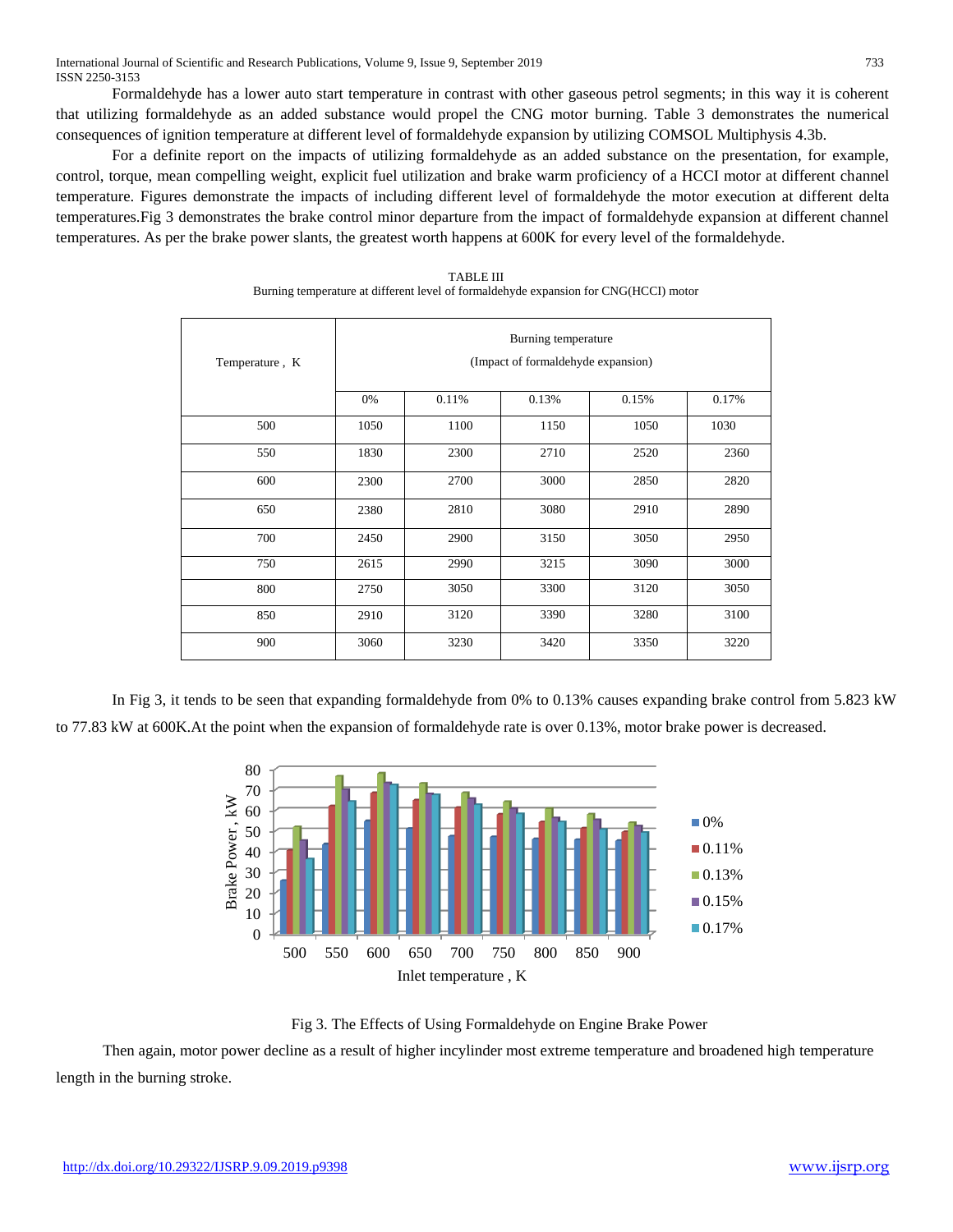Formaldehyde has a lower auto start temperature in contrast with other gaseous petrol segments; in this way it is coherent that utilizing formaldehyde as an added substance would propel the CNG motor burning. Table 3 demonstrates the numerical consequences of ignition temperature at different level of formaldehyde expansion by utilizing COMSOL Multiphysis 4.3b.

For a definite report on the impacts of utilizing formaldehyde as an added substance on the presentation, for example, control, torque, mean compelling weight, explicit fuel utilization and brake warm proficiency of a HCCI motor at different channel temperature. Figures demonstrate the impacts of including different level of formaldehyde the motor execution at different delta temperatures.Fig 3 demonstrates the brake control minor departure from the impact of formaldehyde expansion at different channel temperatures. As per the brake power slants, the greatest worth happens at 600K for every level of the formaldehyde.

TABLE III
Burning temperature at different level of formaldehyde expansion for CNG(HCCI) motor

| Temperature , K | Burning temperature (Impact of formaldehyde expansion) | | | | |
|---|---|---|---|---|---|
| | 0% | 0.11% | 0.13% | 0.15% | 0.17% |
| 500 | 1050 | 1100 | 1150 | 1050 | 1030 |
| 550 | 1830 | 2300 | 2710 | 2520 | 2360 |
| 600 | 2300 | 2700 | 3000 | 2850 | 2820 |
| 650 | 2380 | 2810 | 3080 | 2910 | 2890 |
| 700 | 2450 | 2900 | 3150 | 3050 | 2950 |
| 750 | 2615 | 2990 | 3215 | 3090 | 3000 |
| 800 | 2750 | 3050 | 3300 | 3120 | 3050 |
| 850 | 2910 | 3120 | 3390 | 3280 | 3100 |
| 900 | 3060 | 3230 | 3420 | 3350 | 3220 |

In Fig 3, it tends to be seen that expanding formaldehyde from 0% to 0.13% causes expanding brake control from 5.823 kW to 77.83 kW at 600K.At the point when the expansion of formaldehyde rate is over 0.13%, motor brake power is decreased.

Fig 3. The Effects of Using Formaldehyde on Engine Brake Power

Then again, motor power decline as a result of higher incylinder most extreme temperature and broadened high temperature length in the burning stroke.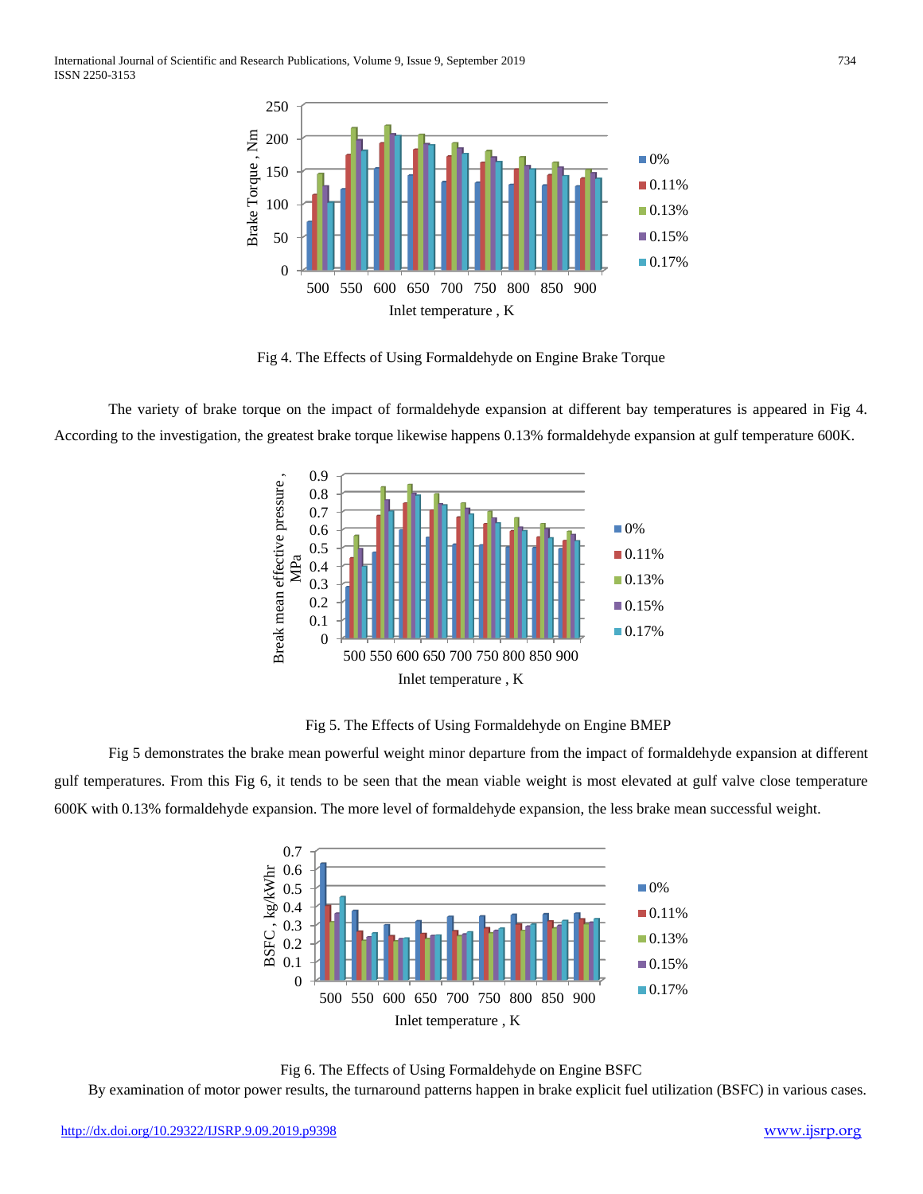Fig 4. The Effects of Using Formaldehyde on Engine Brake Torque

The variety of brake torque on the impact of formaldehyde expansion at different bay temperatures is appeared in Fig 4. According to the investigation, the greatest brake torque likewise happens 0.13% formaldehyde expansion at gulf temperature 600K.

Fig 5. The Effects of Using Formaldehyde on Engine BMEP

Fig 5 demonstrates the brake mean powerful weight minor departure from the impact of formaldehyde expansion at different gulf temperatures. From this Fig 6, it tends to be seen that the mean viable weight is most elevated at gulf valve close temperature 600K with 0.13% formaldehyde expansion. The more level of formaldehyde expansion, the less brake mean successful weight.

Fig 6. The Effects of Using Formaldehyde on Engine BSFC

By examination of motor power results, the turnaround patterns happen in brake explicit fuel utilization (BSFC) in various cases.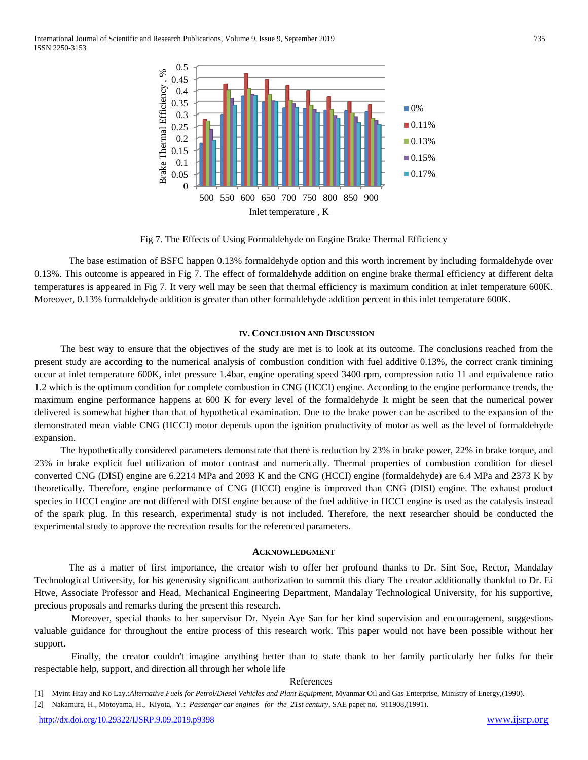Fig 7. The Effects of Using Formaldehyde on Engine Brake Thermal Efficiency

The base estimation of BSFC happen 0.13% formaldehyde option and this worth increment by including formaldehyde over 0.13%. This outcome is appeared in Fig 7. The effect of formaldehyde addition on engine brake thermal efficiency at different delta temperatures is appeared in Fig 7. It very well may be seen that thermal efficiency is maximum condition at inlet temperature 600K. Moreover, 0.13% formaldehyde addition is greater than other formaldehyde addition percent in this inlet temperature 600K.

## IV. Conclusion and Discussion

The best way to ensure that the objectives of the study are met is to look at its outcome. The conclusions reached from the present study are according to the numerical analysis of combustion condition with fuel additive 0.13%, the correct crank timining occur at inlet temperature 600K, inlet pressure 1.4bar, engine operating speed 3400 rpm, compression ratio 11 and equivalence ratio 1.2 which is the optimum condition for complete combustion in CNG (HCCI) engine. According to the engine performance trends, the maximum engine performance happens at 600 K for every level of the formaldehyde It might be seen that the numerical power delivered is somewhat higher than that of hypothetical examination. Due to the brake power can be ascribed to the expansion of the demonstrated mean viable CNG (HCCI) motor depends upon the ignition productivity of motor as well as the level of formaldehyde expansion.

The hypothetically considered parameters demonstrate that there is reduction by 23% in brake power, 22% in brake torque, and 23% in brake explicit fuel utilization of motor contrast and numerically. Thermal properties of combustion condition for diesel converted CNG (DISI) engine are 6.2214 MPa and 2093 K and the CNG (HCCI) engine (formaldehyde) are 6.4 MPa and 2373 K by theoretically. Therefore, engine performance of CNG (HCCI) engine is improved than CNG (DISI) engine. The exhaust product species in HCCI engine are not differed with DISI engine because of the fuel additive in HCCI engine is used as the catalysis instead of the spark plug. In this research, experimental study is not included. Therefore, the next researcher should be conducted the experimental study to approve the recreation results for the referenced parameters.

## Acknowledgment

The as a matter of first importance, the creator wish to offer her profound thanks to Dr. Sint Soe, Rector, Mandalay Technological University, for his generosity significant authorization to summit this diary The creator additionally thankful to Dr. Ei Htwe, Associate Professor and Head, Mechanical Engineering Department, Mandalay Technological University, for his supportive, precious proposals and remarks during the present this research.

Moreover, special thanks to her supervisor Dr. Nyein Aye San for her kind supervision and encouragement, suggestions valuable guidance for throughout the entire process of this research work. This paper would not have been possible without her support.

Finally, the creator couldn't imagine anything better than to state thank to her family particularly her folks for their respectable help, support, and direction all through her whole life

## References

[1] Myint Htay and Ko Lay.:*Alternative Fuels for Petrol/Diesel Vehicles and Plant Equipment*, Myanmar Oil and Gas Enterprise, Ministry of Energy,(1990).

[2] Nakamura, H., Motoyama, H., Kiyota, Y.: *Passenger car engines for the 21st century*, SAE paper no. 911908,(1991).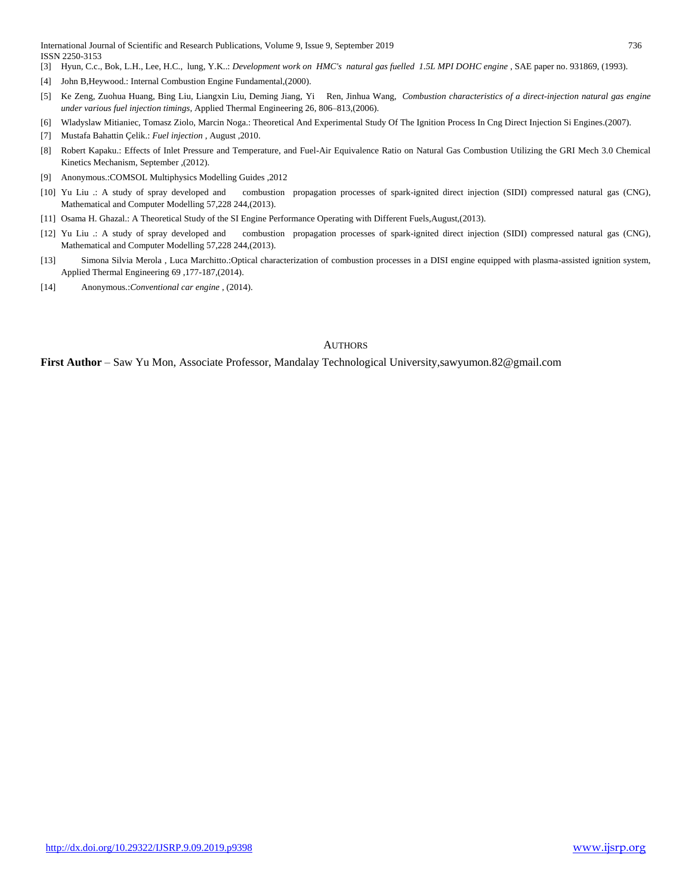[3] Hyun, C.c., Bok, L.H., Lee, H.C., lung, Y.K..: *Development work on HMC's natural gas fuelled 1.5L MPI DOHC engine* , SAE paper no. 931869, (1993).

[4] John B,Heywood.: Internal Combustion Engine Fundamental,(2000).

[5] Ke Zeng, Zuohua Huang, Bing Liu, Liangxin Liu, Deming Jiang, Yi Ren, Jinhua Wang, *Combustion characteristics of a direct-injection natural gas engine under various fuel injection timings*, Applied Thermal Engineering 26, 806–813,(2006).

[6] Wladyslaw Mitianiec, Tomasz Ziolo, Marcin Noga.: Theoretical And Experimental Study Of The Ignition Process In Cng Direct Injection Si Engines.(2007).

[7] Mustafa Bahattin Çelik.: *Fuel injection* , August ,2010.

[8] Robert Kapaku.: Effects of Inlet Pressure and Temperature, and Fuel-Air Equivalence Ratio on Natural Gas Combustion Utilizing the GRI Mech 3.0 Chemical Kinetics Mechanism, September ,(2012).

[9] Anonymous.:COMSOL Multiphysics Modelling Guides ,2012

[10] Yu Liu .: A study of spray developed and combustion propagation processes of spark-ignited direct injection (SIDI) compressed natural gas (CNG), Mathematical and Computer Modelling 57,228 244,(2013).

[11] Osama H. Ghazal.: A Theoretical Study of the SI Engine Performance Operating with Different Fuels,August,(2013).

[12] Yu Liu .: A study of spray developed and combustion propagation processes of spark-ignited direct injection (SIDI) compressed natural gas (CNG), Mathematical and Computer Modelling 57,228 244,(2013).

[13] Simona Silvia Merola , Luca Marchitto.:Optical characterization of combustion processes in a DISI engine equipped with plasma-assisted ignition system, Applied Thermal Engineering 69 ,177-187,(2014).

[14] Anonymous.:*Conventional car engine* , (2014).

## AUTHORS

**First Author** – Saw Yu Mon, Associate Professor, Mandalay Technological University,sawyumon.82@gmail.com